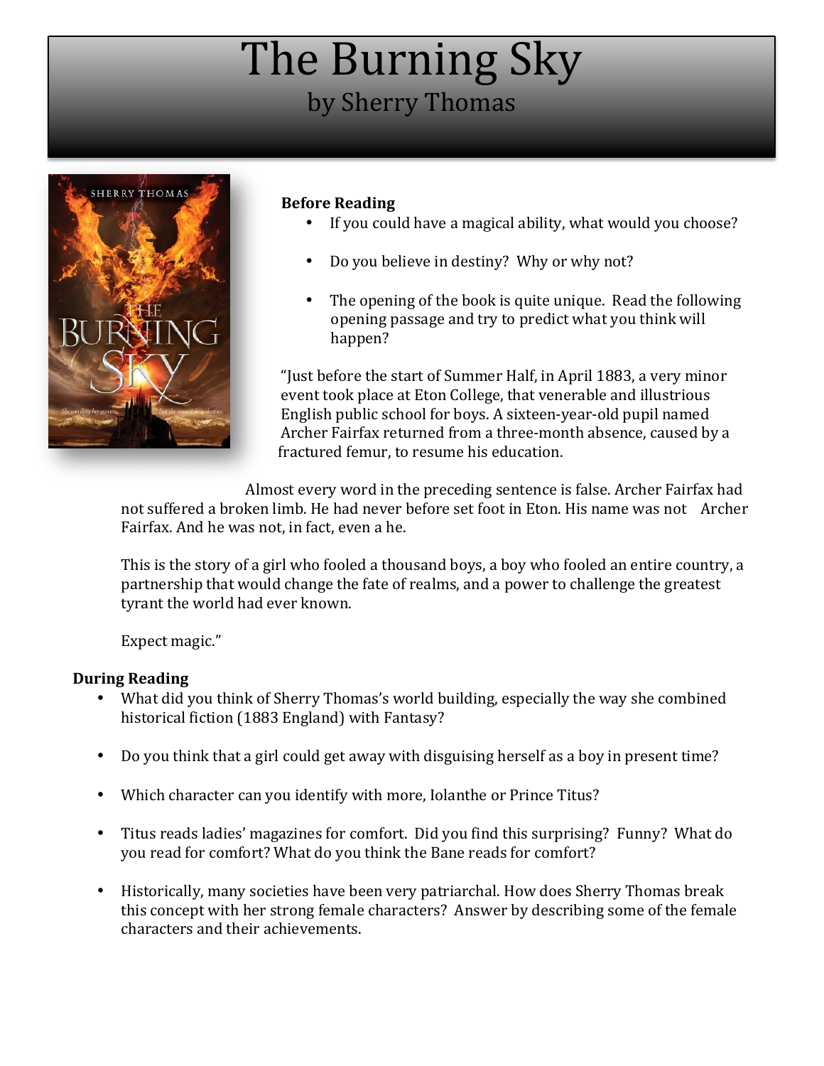# The Burning Sky

## by Sherry Thomas

**Before Reading**

- If you could have a magical ability, what would you choose?
- Do you believe in destiny? Why or why not?
- The opening of the book is quite unique. Read the following opening passage and try to predict what you think will happen?

"Just before the start of Summer Half, in April 1883, a very minor event took place at Eton College, that venerable and illustrious English public school for boys. A sixteen-year-old pupil named Archer Fairfax returned from a three-month absence, caused by a fractured femur, to resume his education.

Almost every word in the preceding sentence is false. Archer Fairfax had not suffered a broken limb. He had never before set foot in Eton. His name was not Archer Fairfax. And he was not, in fact, even a he.

This is the story of a girl who fooled a thousand boys, a boy who fooled an entire country, a partnership that would change the fate of realms, and a power to challenge the greatest tyrant the world had ever known.

Expect magic."

**During Reading**

- What did you think of Sherry Thomas's world building, especially the way she combined historical fiction (1883 England) with Fantasy?
- Do you think that a girl could get away with disguising herself as a boy in present time?
- Which character can you identify with more, Iolanthe or Prince Titus?
- Titus reads ladies' magazines for comfort. Did you find this surprising? Funny? What do you read for comfort? What do you think the Bane reads for comfort?
- Historically, many societies have been very patriarchal. How does Sherry Thomas break this concept with her strong female characters? Answer by describing some of the female characters and their achievements.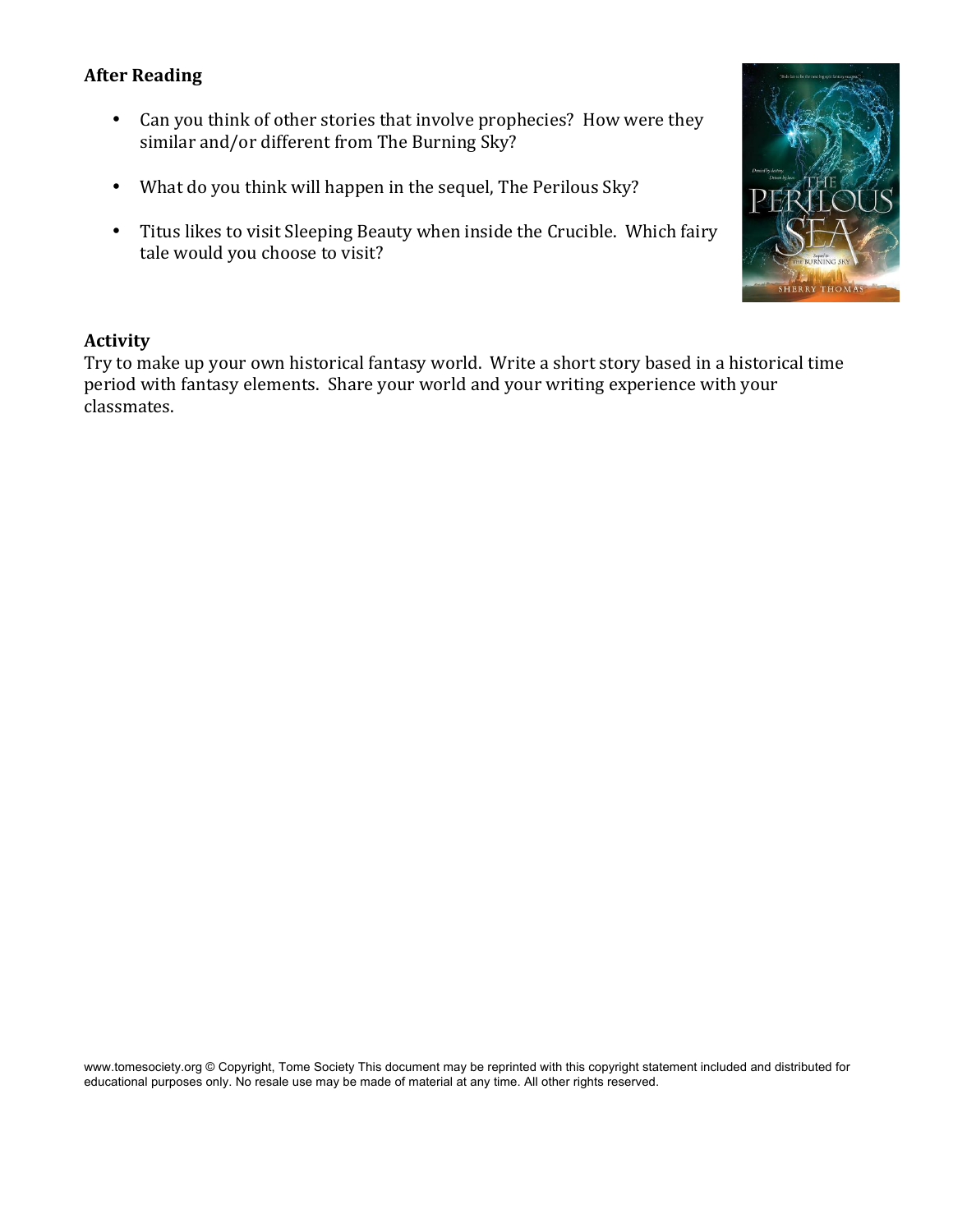**After Reading**

- Can you think of other stories that involve prophecies? How were they similar and/or different from The Burning Sky?
- What do you think will happen in the sequel, The Perilous Sky?
- Titus likes to visit Sleeping Beauty when inside the Crucible. Which fairy tale would you choose to visit?

**Activity**

Try to make up your own historical fantasy world. Write a short story based in a historical time period with fantasy elements. Share your world and your writing experience with your classmates.

www.tomesociety.org © Copyright, Tome Society This document may be reprinted with this copyright statement included and distributed for educational purposes only. No resale use may be made of material at any time. All other rights reserved.